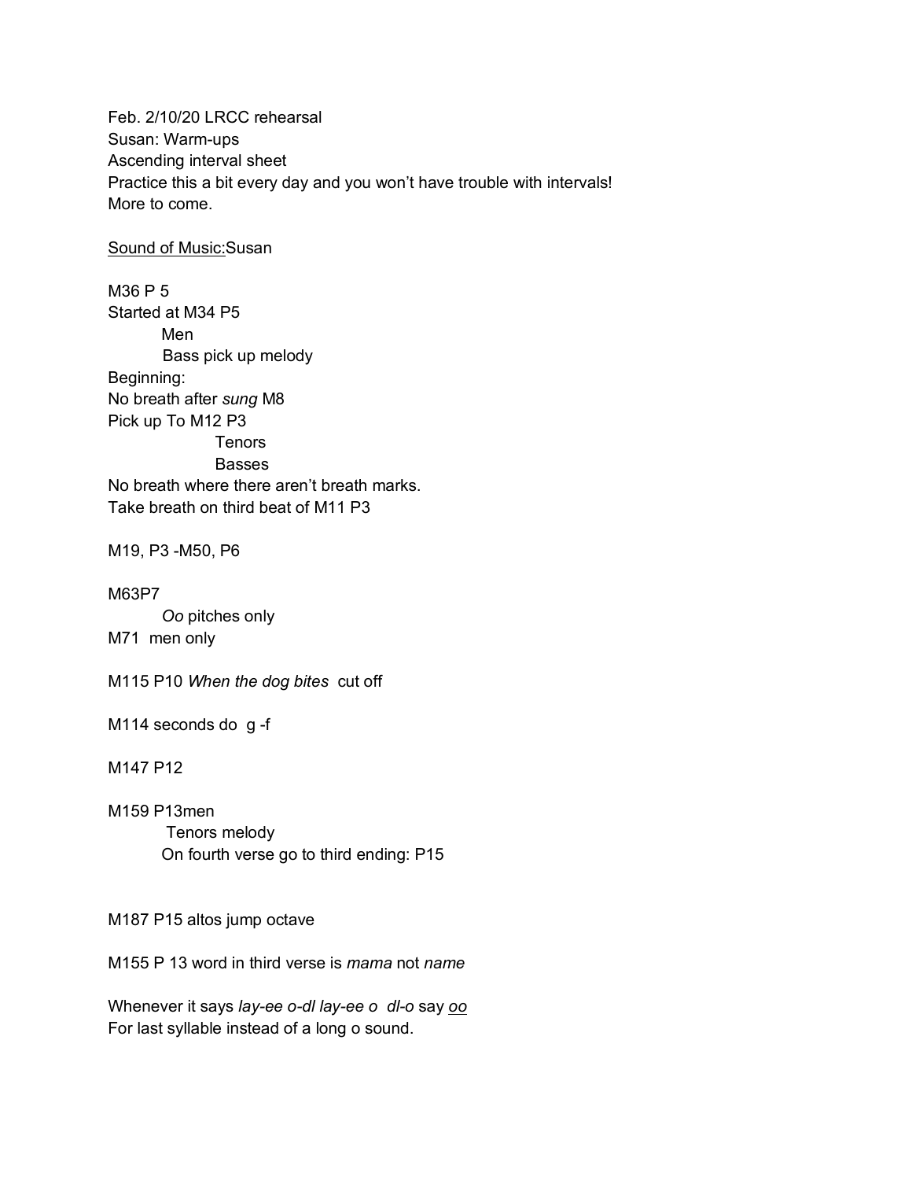Feb. 2/10/20 LRCC rehearsal  
Susan: Warm-ups  
Ascending interval sheet  
Practice this a bit every day and you won't have trouble with intervals!  
More to come.

<u>Sound of Music:</u>Susan

M36 P 5  
Started at M34 P5  
    Men  
    Bass pick up melody  
Beginning:  
No breath after *sung* M8  
Pick up To M12 P3  
        Tenors  
        Basses  
No breath where there aren't breath marks.  
Take breath on third beat of M11 P3

M19, P3 -M50, P6

M63P7  
    *Oo* pitches only  
M71 men only

M115 P10 *When the dog bites* cut off

M114 seconds do g -f

M147 P12

M159 P13men  
    Tenors melody  
    On fourth verse go to third ending: P15

M187 P15 altos jump octave

M155 P 13 word in third verse is *mama* not *name*

Whenever it says *lay-ee o-dl lay-ee o dl-o* say <u>*oo*</u>  
For last syllable instead of a long o sound.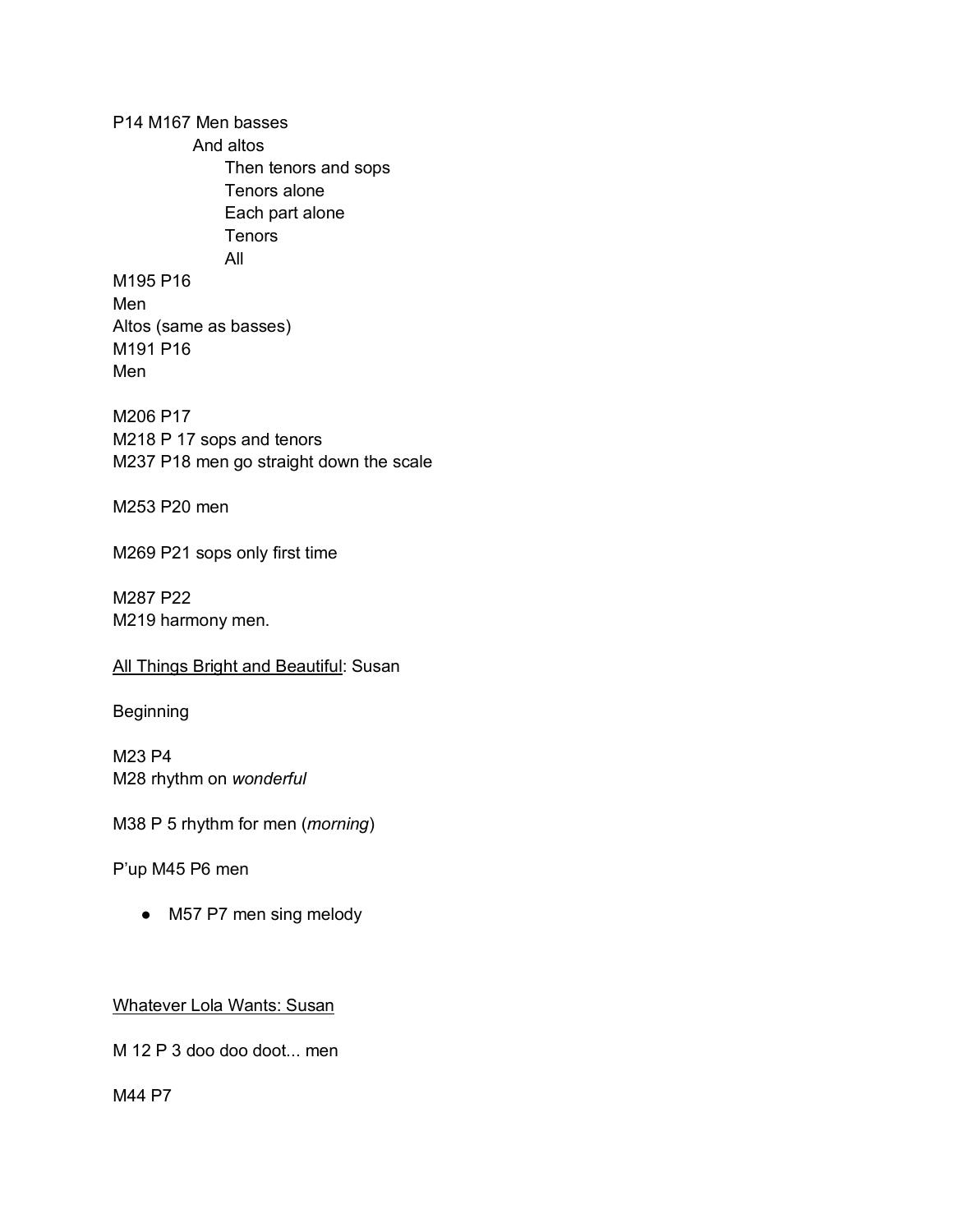P14 M167 Men basses
    And altos
        Then tenors and sops
        Tenors alone
        Each part alone
        Tenors
        All

M195 P16
Men
Altos (same as basses)
M191 P16
Men

M206 P17
M218 P 17 sops and tenors
M237 P18 men go straight down the scale

M253 P20 men

M269 P21 sops only first time

M287 P22
M219 harmony men.

<u>All Things Bright and Beautiful</u>: Susan

Beginning

M23 P4
M28 rhythm on *wonderful*

M38 P 5 rhythm for men (*morning*)

P'up M45 P6 men

- M57 P7 men sing melody

<u>Whatever Lola Wants: Susan</u>

M 12 P 3 doo doo doot... men

M44 P7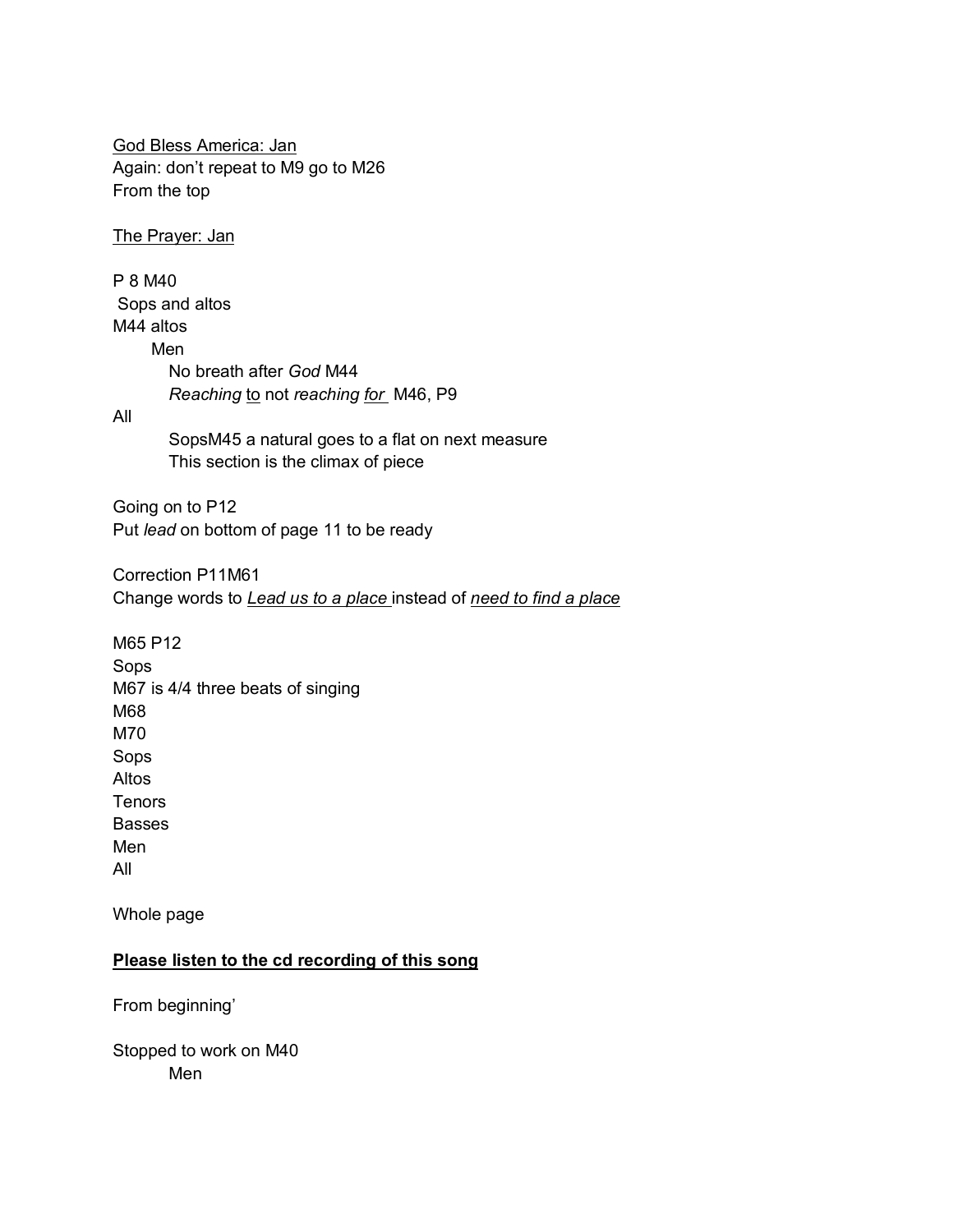<u>God Bless America: Jan</u>
Again: don't repeat to M9 go to M26
From the top

<u>The Prayer: Jan</u>

P 8 M40
Sops and altos
M44 altos
    Men
        No breath after *God* M44
        *Reaching* <u>to</u> not *reaching* <u>*for*</u> M46, P9
All
        SopsM45 a natural goes to a flat on next measure
        This section is the climax of piece

Going on to P12
Put *lead* on bottom of page 11 to be ready

Correction P11M61
Change words to <u>*Lead us to a place*</u> instead of <u>*need to find a place*</u>

M65 P12
Sops
M67 is 4/4 three beats of singing
M68
M70
Sops
Altos
Tenors
Basses
Men
All

Whole page

**<u>Please listen to the cd recording of this song</u>**

From beginning'

Stopped to work on M40
        Men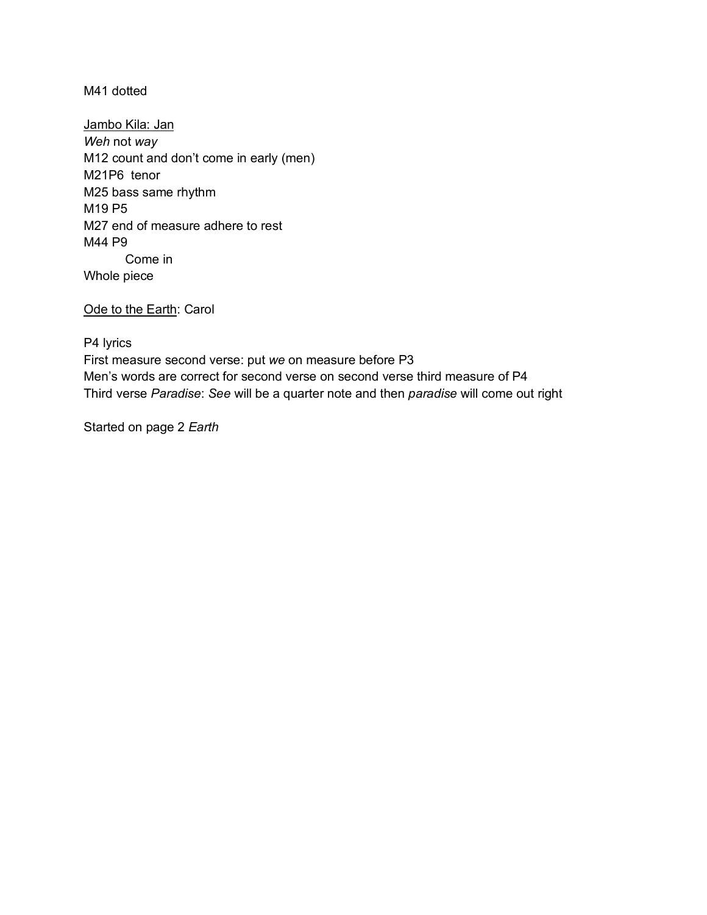M41 dotted

<u>Jambo Kila</u>: Jan

*Weh* not *way*

M12 count and don't come in early (men)

M21P6  tenor

M25 bass same rhythm

M19 P5

M27 end of measure adhere to rest

M44 P9

    Come in

Whole piece

<u>Ode to the Earth</u>: Carol

P4 lyrics

First measure second verse: put *we* on measure before P3

Men's words are correct for second verse on second verse third measure of P4

Third verse *Paradise*: *See* will be a quarter note and then *paradise* will come out right

Started on page 2 *Earth*